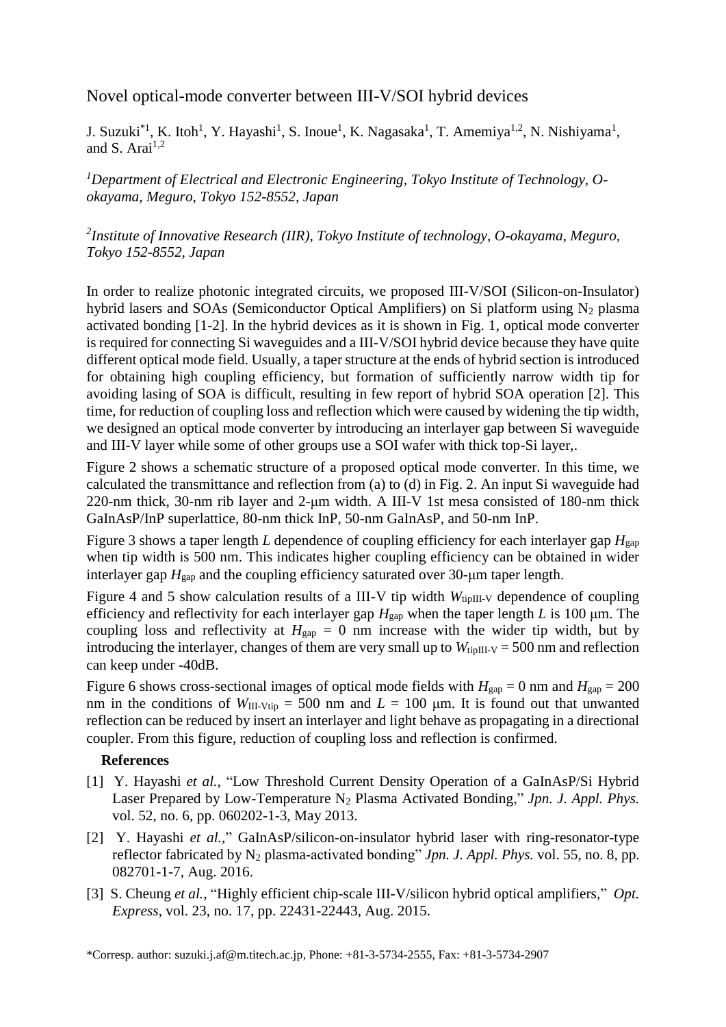# Novel optical-mode converter between III-V/SOI hybrid devices

J. Suzuki[*1], K. Itoh[1], Y. Hayashi[1], S. Inoue[1], K. Nagasaka[1], T. Amemiya[1,2], N. Nishiyama[1], and S. Arai[1,2]

*[1]Department of Electrical and Electronic Engineering, Tokyo Institute of Technology, O-okayama, Meguro, Tokyo 152-8552, Japan*

*[2]Institute of Innovative Research (IIR), Tokyo Institute of technology, O-okayama, Meguro, Tokyo 152-8552, Japan*

In order to realize photonic integrated circuits, we proposed III-V/SOI (Silicon-on-Insulator) hybrid lasers and SOAs (Semiconductor Optical Amplifiers) on Si platform using $N_2$ plasma activated bonding [1-2]. In the hybrid devices as it is shown in Fig. 1, optical mode converter is required for connecting Si waveguides and a III-V/SOI hybrid device because they have quite different optical mode field. Usually, a taper structure at the ends of hybrid section is introduced for obtaining high coupling efficiency, but formation of sufficiently narrow width tip for avoiding lasing of SOA is difficult, resulting in few report of hybrid SOA operation [2]. This time, for reduction of coupling loss and reflection which were caused by widening the tip width, we designed an optical mode converter by introducing an interlayer gap between Si waveguide and III-V layer while some of other groups use a SOI wafer with thick top-Si layer,.

Figure 2 shows a schematic structure of a proposed optical mode converter. In this time, we calculated the transmittance and reflection from (a) to (d) in Fig. 2. An input Si waveguide had 220-nm thick, 30-nm rib layer and 2-μm width. A III-V 1st mesa consisted of 180-nm thick GaInAsP/InP superlattice, 80-nm thick InP, 50-nm GaInAsP, and 50-nm InP.

Figure 3 shows a taper length $L$ dependence of coupling efficiency for each interlayer gap $H_{\text{gap}}$ when tip width is 500 nm. This indicates higher coupling efficiency can be obtained in wider interlayer gap $H_{\text{gap}}$ and the coupling efficiency saturated over 30-μm taper length.

Figure 4 and 5 show calculation results of a III-V tip width $W_{\text{tipIII-V}}$ dependence of coupling efficiency and reflectivity for each interlayer gap $H_{\text{gap}}$ when the taper length $L$ is 100 μm. The coupling loss and reflectivity at $H_{\text{gap}}$ = 0 nm increase with the wider tip width, but by introducing the interlayer, changes of them are very small up to $W_{\text{tipIII-V}}$ = 500 nm and reflection can keep under -40dB.

Figure 6 shows cross-sectional images of optical mode fields with $H_{\text{gap}}$ = 0 nm and $H_{\text{gap}}$ = 200 nm in the conditions of $W_{\text{III-Vtip}}$ = 500 nm and $L$ = 100 μm. It is found out that unwanted reflection can be reduced by insert an interlayer and light behave as propagating in a directional coupler. From this figure, reduction of coupling loss and reflection is confirmed.

**References**

[1] Y. Hayashi *et al.*, "Low Threshold Current Density Operation of a GaInAsP/Si Hybrid Laser Prepared by Low-Temperature $N_2$ Plasma Activated Bonding," *Jpn. J. Appl. Phys.* vol. 52, no. 6, pp. 060202-1-3, May 2013.

[2] Y. Hayashi *et al.*," GaInAsP/silicon-on-insulator hybrid laser with ring-resonator-type reflector fabricated by $N_2$ plasma-activated bonding" *Jpn. J. Appl. Phys.* vol. 55, no. 8, pp. 082701-1-7, Aug. 2016.

[3] S. Cheung *et al.*, "Highly efficient chip-scale III-V/silicon hybrid optical amplifiers," *Opt. Express*, vol. 23, no. 17, pp. 22431-22443, Aug. 2015.

*Corresp. author: suzuki.j.af@m.titech.ac.jp, Phone: +81-3-5734-2555, Fax: +81-3-5734-2907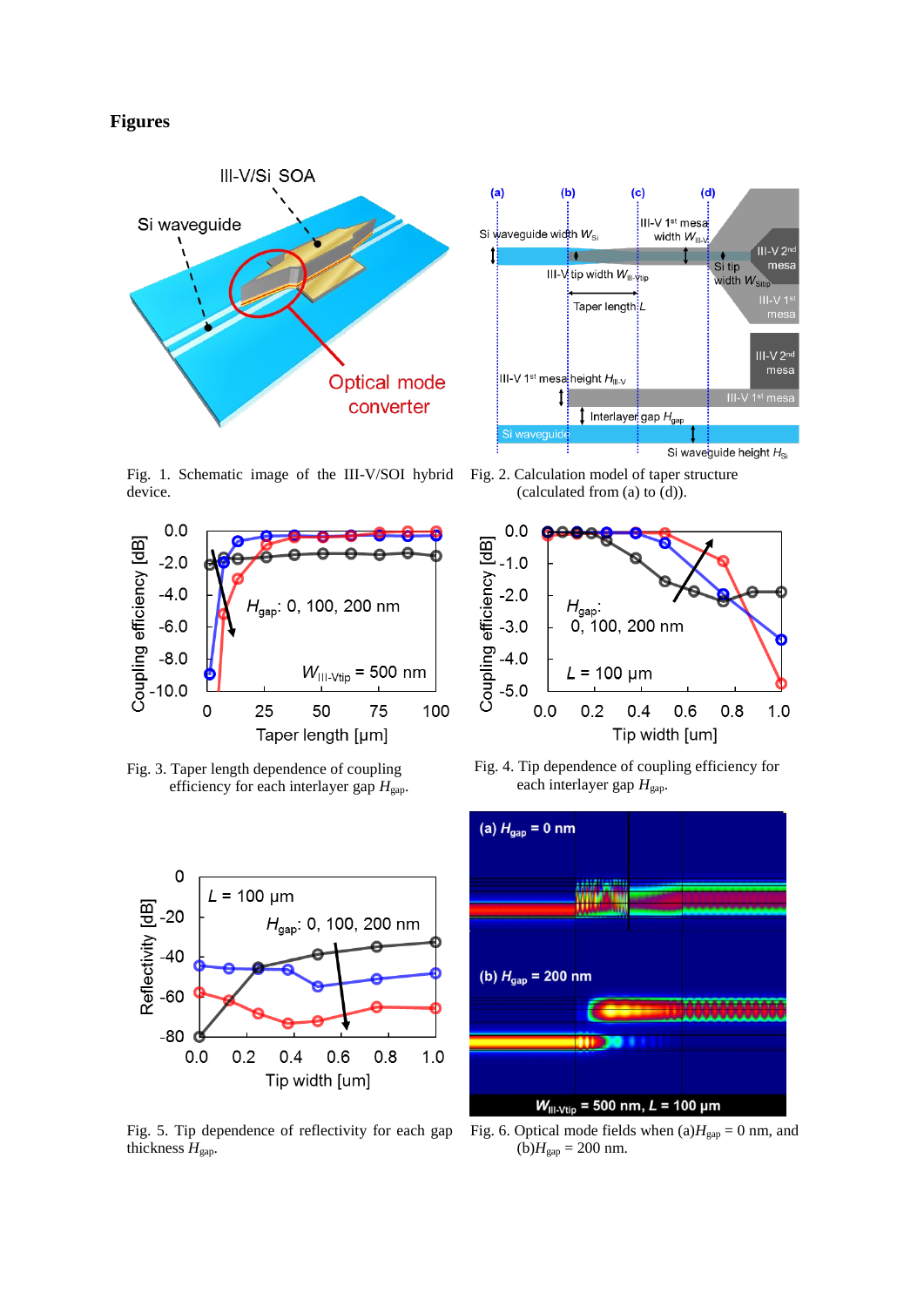# Figures

III-V/Si SOA

Si waveguide

Optical mode converter

Fig. 1. Schematic image of the III-V/SOI hybrid device.

(a) (b) (c) (d)

Si waveguide width $W_{Si}$

III-V 1st mesa width $W_{III-V}$

III-V 2nd mesa

III-V tip width $W_{III-Vtip}$

Si tip width $W_{Sitip}$

III-V 1st mesa

Taper length $L$

III-V 1st mesa height $H_{III-V}$

III-V 2nd mesa

III-V 1st mesa

Interlayer gap $H_{gap}$

Si waveguide

Si waveguide height $H_{Si}$

Fig. 2. Calculation model of taper structure (calculated from (a) to (d)).

Coupling efficiency [dB]

0.0
-2.0
-4.0
-6.0
-8.0
-10.0

$H_{gap}$: 0, 100, 200 nm

$W_{III-Vtip}$ = 500 nm

0 25 50 75 100

Taper length [μm]

Fig. 3. Taper length dependence of coupling efficiency for each interlayer gap $H_{gap}$.

Coupling efficiency [dB]

0.0
-1.0
-2.0
-3.0
-4.0
-5.0

$H_{gap}$: 0, 100, 200 nm

$L$ = 100 μm

0.0 0.2 0.4 0.6 0.8 1.0

Tip width [um]

Fig. 4. Tip dependence of coupling efficiency for each interlayer gap $H_{gap}$.

Reflectivity [dB]

0
-20
-40
-60
-80

$L$ = 100 μm

$H_{gap}$: 0, 100, 200 nm

0.0 0.2 0.4 0.6 0.8 1.0

Tip width [um]

Fig. 5. Tip dependence of reflectivity for each gap thickness $H_{gap}$.

(a) $H_{gap}$ = 0 nm

(b) $H_{gap}$ = 200 nm

$W_{III-Vtip}$ = 500 nm, $L$ = 100 μm

Fig. 6. Optical mode fields when (a)$H_{gap}$ = 0 nm, and (b)$H_{gap}$ = 200 nm.